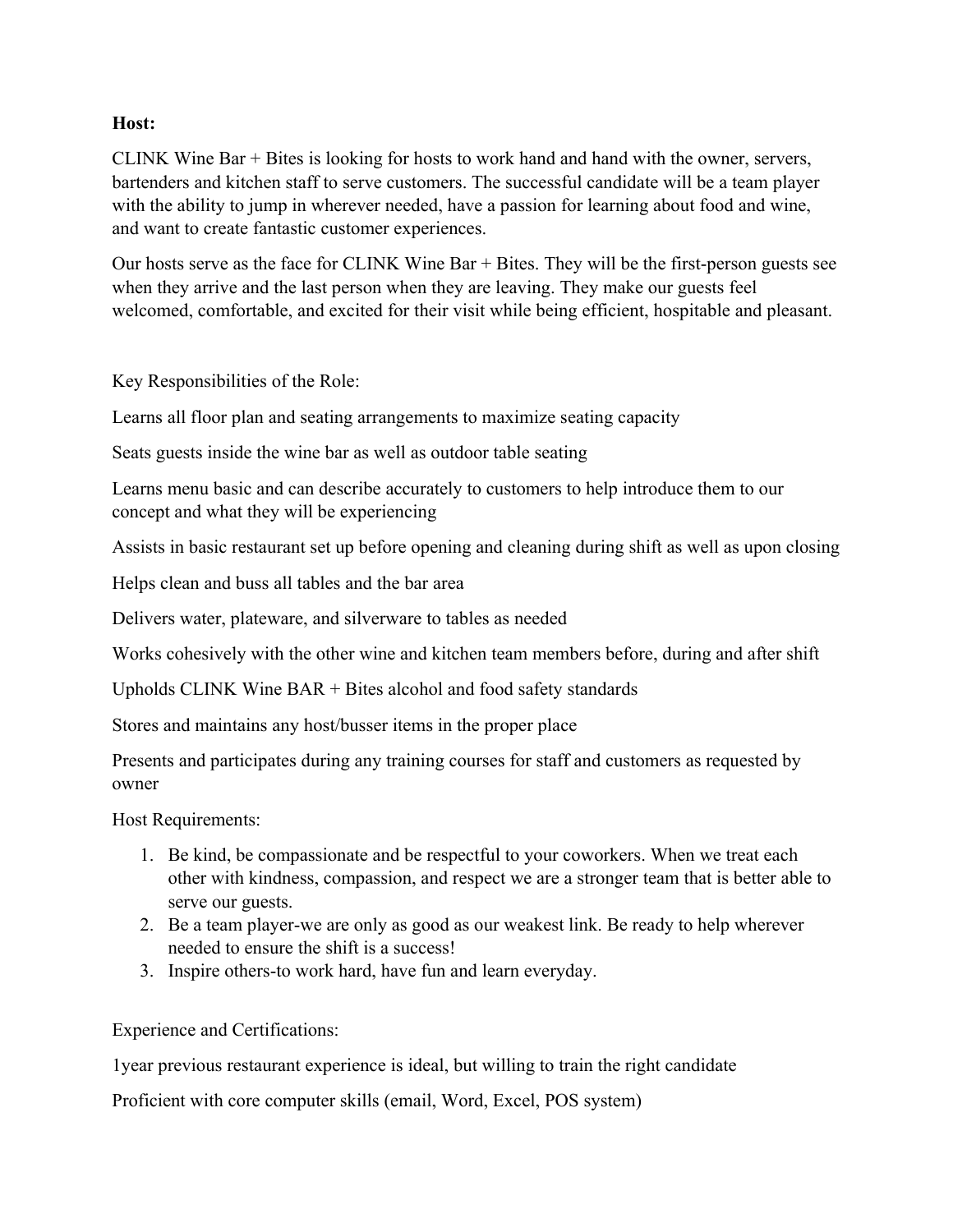**Host:**

CLINK Wine Bar + Bites is looking for hosts to work hand and hand with the owner, servers, bartenders and kitchen staff to serve customers. The successful candidate will be a team player with the ability to jump in wherever needed, have a passion for learning about food and wine, and want to create fantastic customer experiences.

Our hosts serve as the face for CLINK Wine Bar + Bites. They will be the first-person guests see when they arrive and the last person when they are leaving. They make our guests feel welcomed, comfortable, and excited for their visit while being efficient, hospitable and pleasant.

Key Responsibilities of the Role:

Learns all floor plan and seating arrangements to maximize seating capacity

Seats guests inside the wine bar as well as outdoor table seating

Learns menu basic and can describe accurately to customers to help introduce them to our concept and what they will be experiencing

Assists in basic restaurant set up before opening and cleaning during shift as well as upon closing

Helps clean and buss all tables and the bar area

Delivers water, plateware, and silverware to tables as needed

Works cohesively with the other wine and kitchen team members before, during and after shift

Upholds CLINK Wine BAR + Bites alcohol and food safety standards

Stores and maintains any host/busser items in the proper place

Presents and participates during any training courses for staff and customers as requested by owner

Host Requirements:

1. Be kind, be compassionate and be respectful to your coworkers. When we treat each other with kindness, compassion, and respect we are a stronger team that is better able to serve our guests.
2. Be a team player-we are only as good as our weakest link. Be ready to help wherever needed to ensure the shift is a success!
3. Inspire others-to work hard, have fun and learn everyday.

Experience and Certifications:

1year previous restaurant experience is ideal, but willing to train the right candidate

Proficient with core computer skills (email, Word, Excel, POS system)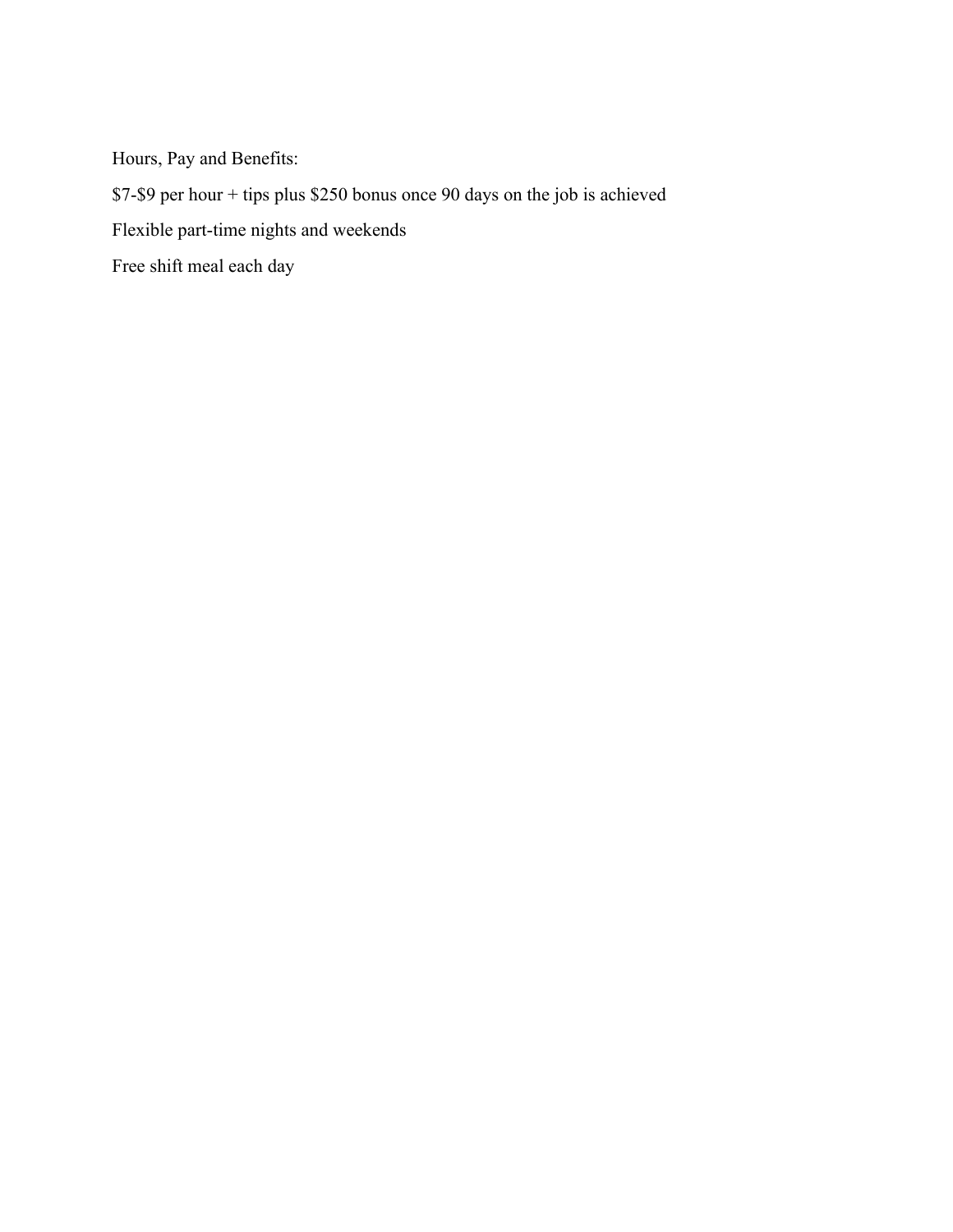Hours, Pay and Benefits:

$7-$9 per hour + tips plus $250 bonus once 90 days on the job is achieved

Flexible part-time nights and weekends

Free shift meal each day